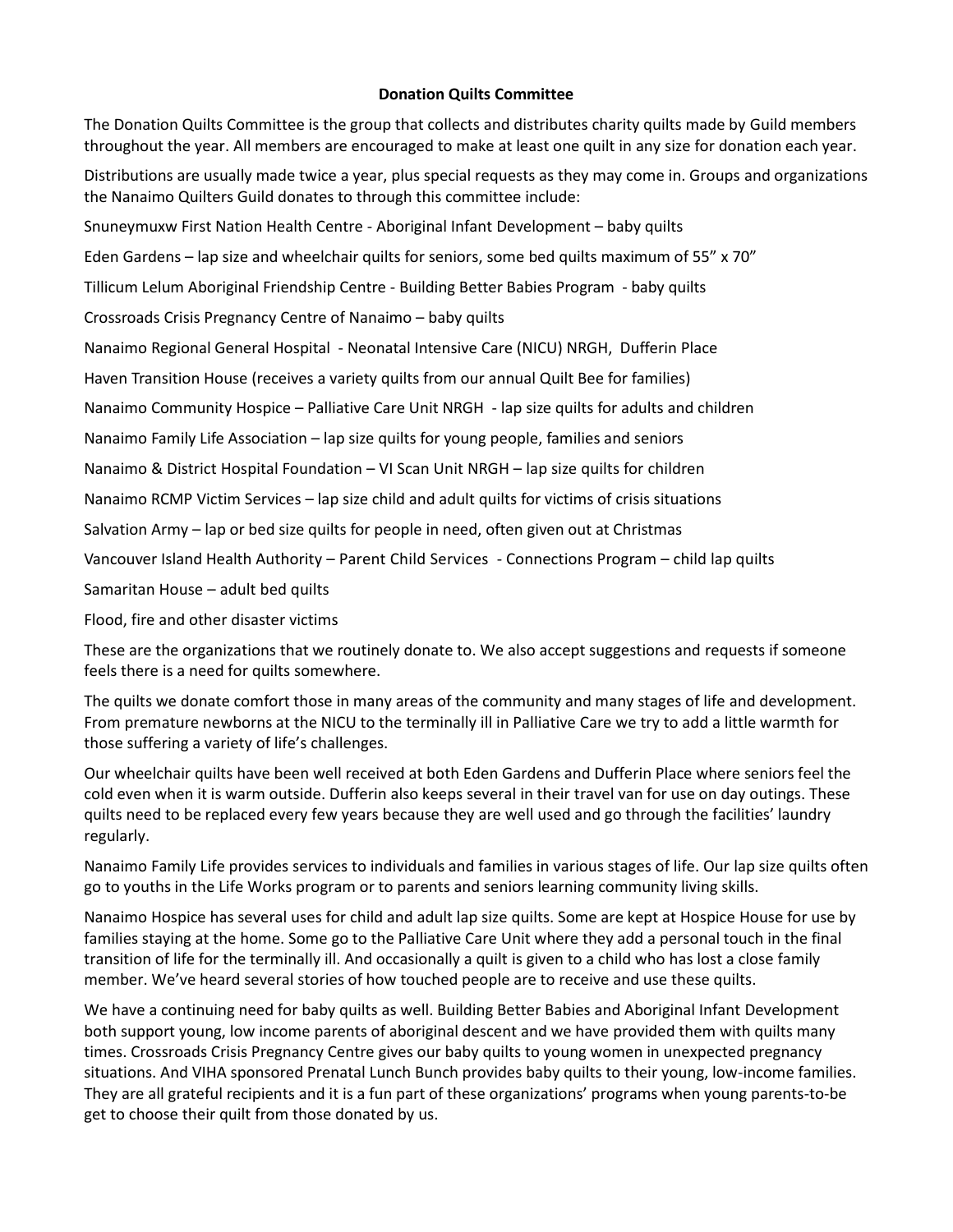# Donation Quilts Committee

The Donation Quilts Committee is the group that collects and distributes charity quilts made by Guild members throughout the year. All members are encouraged to make at least one quilt in any size for donation each year.

Distributions are usually made twice a year, plus special requests as they may come in. Groups and organizations the Nanaimo Quilters Guild donates to through this committee include:

Snuneymuxw First Nation Health Centre - Aboriginal Infant Development – baby quilts

Eden Gardens – lap size and wheelchair quilts for seniors, some bed quilts maximum of 55" x 70"

Tillicum Lelum Aboriginal Friendship Centre - Building Better Babies Program - baby quilts

Crossroads Crisis Pregnancy Centre of Nanaimo – baby quilts

Nanaimo Regional General Hospital - Neonatal Intensive Care (NICU) NRGH, Dufferin Place

Haven Transition House (receives a variety quilts from our annual Quilt Bee for families)

Nanaimo Community Hospice – Palliative Care Unit NRGH - lap size quilts for adults and children

Nanaimo Family Life Association – lap size quilts for young people, families and seniors

Nanaimo & District Hospital Foundation – VI Scan Unit NRGH – lap size quilts for children

Nanaimo RCMP Victim Services – lap size child and adult quilts for victims of crisis situations

Salvation Army – lap or bed size quilts for people in need, often given out at Christmas

Vancouver Island Health Authority – Parent Child Services - Connections Program – child lap quilts

Samaritan House – adult bed quilts

Flood, fire and other disaster victims

These are the organizations that we routinely donate to. We also accept suggestions and requests if someone feels there is a need for quilts somewhere.

The quilts we donate comfort those in many areas of the community and many stages of life and development. From premature newborns at the NICU to the terminally ill in Palliative Care we try to add a little warmth for those suffering a variety of life's challenges.

Our wheelchair quilts have been well received at both Eden Gardens and Dufferin Place where seniors feel the cold even when it is warm outside. Dufferin also keeps several in their travel van for use on day outings. These quilts need to be replaced every few years because they are well used and go through the facilities' laundry regularly.

Nanaimo Family Life provides services to individuals and families in various stages of life. Our lap size quilts often go to youths in the Life Works program or to parents and seniors learning community living skills.

Nanaimo Hospice has several uses for child and adult lap size quilts. Some are kept at Hospice House for use by families staying at the home. Some go to the Palliative Care Unit where they add a personal touch in the final transition of life for the terminally ill. And occasionally a quilt is given to a child who has lost a close family member. We've heard several stories of how touched people are to receive and use these quilts.

We have a continuing need for baby quilts as well. Building Better Babies and Aboriginal Infant Development both support young, low income parents of aboriginal descent and we have provided them with quilts many times. Crossroads Crisis Pregnancy Centre gives our baby quilts to young women in unexpected pregnancy situations. And VIHA sponsored Prenatal Lunch Bunch provides baby quilts to their young, low-income families. They are all grateful recipients and it is a fun part of these organizations' programs when young parents-to-be get to choose their quilt from those donated by us.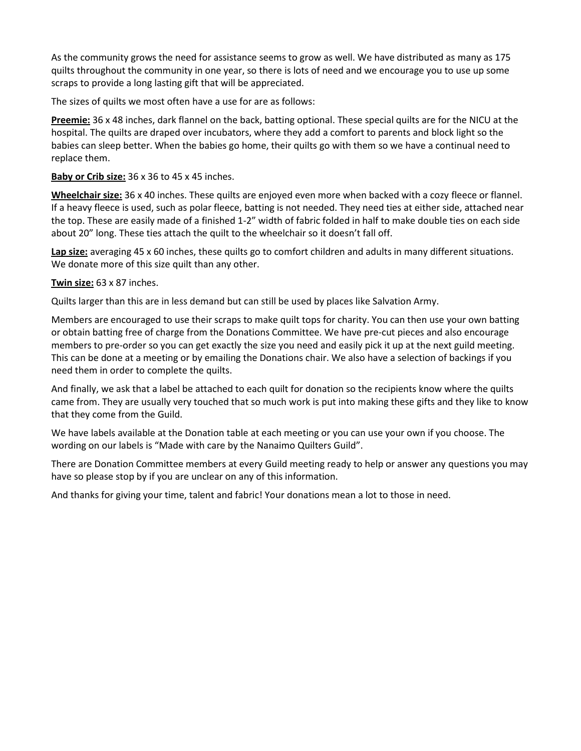As the community grows the need for assistance seems to grow as well. We have distributed as many as 175 quilts throughout the community in one year, so there is lots of need and we encourage you to use up some scraps to provide a long lasting gift that will be appreciated.

The sizes of quilts we most often have a use for are as follows:

**Preemie:** 36 x 48 inches, dark flannel on the back, batting optional. These special quilts are for the NICU at the hospital. The quilts are draped over incubators, where they add a comfort to parents and block light so the babies can sleep better. When the babies go home, their quilts go with them so we have a continual need to replace them.

**Baby or Crib size:** 36 x 36 to 45 x 45 inches.

**Wheelchair size:** 36 x 40 inches. These quilts are enjoyed even more when backed with a cozy fleece or flannel. If a heavy fleece is used, such as polar fleece, batting is not needed. They need ties at either side, attached near the top. These are easily made of a finished 1-2" width of fabric folded in half to make double ties on each side about 20" long. These ties attach the quilt to the wheelchair so it doesn't fall off.

**Lap size:** averaging 45 x 60 inches, these quilts go to comfort children and adults in many different situations. We donate more of this size quilt than any other.

**Twin size:** 63 x 87 inches.

Quilts larger than this are in less demand but can still be used by places like Salvation Army.

Members are encouraged to use their scraps to make quilt tops for charity. You can then use your own batting or obtain batting free of charge from the Donations Committee. We have pre-cut pieces and also encourage members to pre-order so you can get exactly the size you need and easily pick it up at the next guild meeting. This can be done at a meeting or by emailing the Donations chair. We also have a selection of backings if you need them in order to complete the quilts.

And finally, we ask that a label be attached to each quilt for donation so the recipients know where the quilts came from. They are usually very touched that so much work is put into making these gifts and they like to know that they come from the Guild.

We have labels available at the Donation table at each meeting or you can use your own if you choose. The wording on our labels is "Made with care by the Nanaimo Quilters Guild".

There are Donation Committee members at every Guild meeting ready to help or answer any questions you may have so please stop by if you are unclear on any of this information.

And thanks for giving your time, talent and fabric! Your donations mean a lot to those in need.